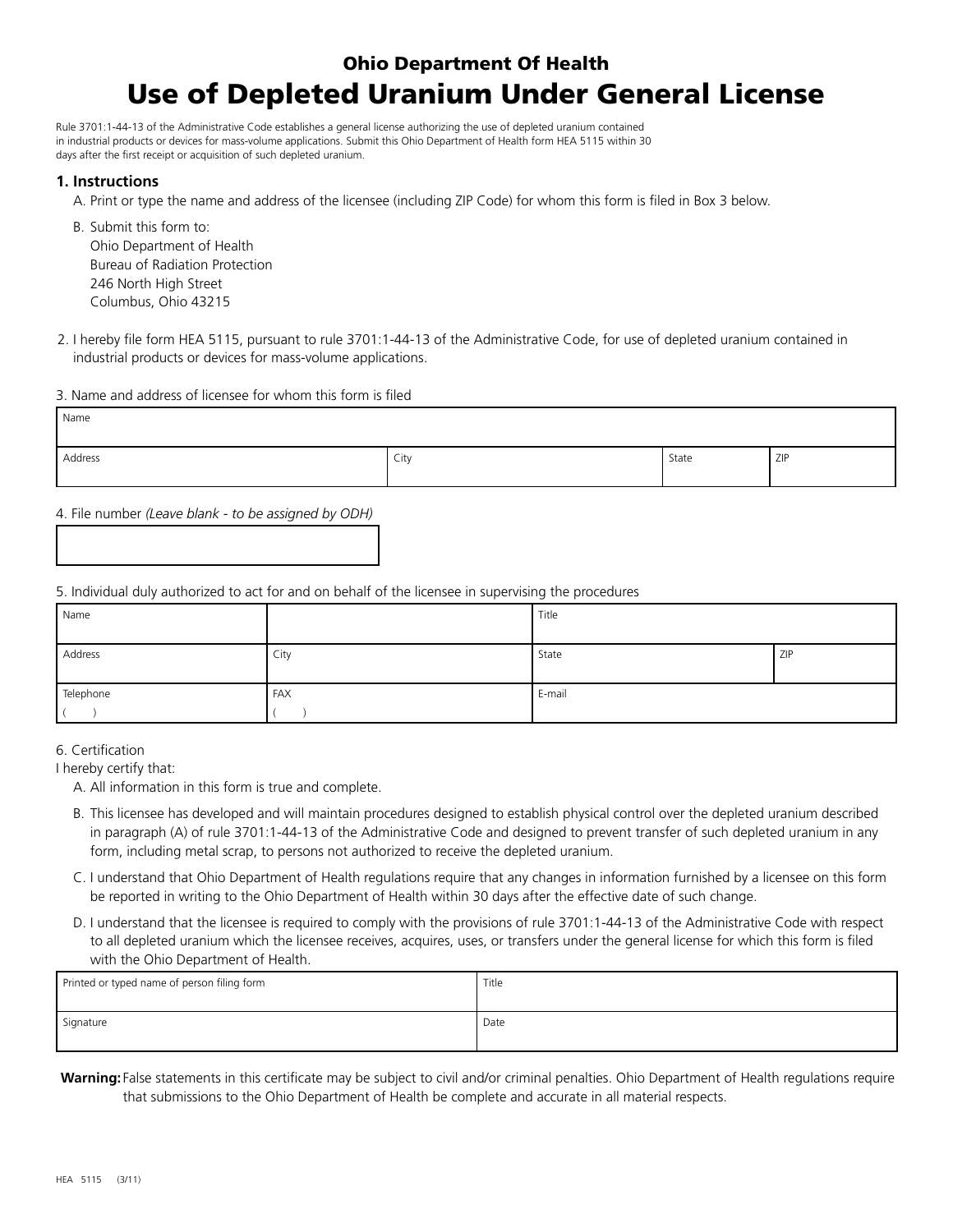## Ohio Department Of Health

# Use of Depleted Uranium Under General License

Rule 3701:1-44-13 of the Administrative Code establishes a general license authorizing the use of depleted uranium contained in industrial products or devices for mass-volume applications. Submit this Ohio Department of Health form HEA 5115 within 30 days after the first receipt or acquisition of such depleted uranium.

### 1. Instructions

A. Print or type the name and address of the licensee (including ZIP Code) for whom this form is filed in Box 3 below.

B. Submit this form to:
Ohio Department of Health
Bureau of Radiation Protection
246 North High Street
Columbus, Ohio 43215

2. I hereby file form HEA 5115, pursuant to rule 3701:1-44-13 of the Administrative Code, for use of depleted uranium contained in industrial products or devices for mass-volume applications.

3. Name and address of licensee for whom this form is filed

| Name | | | |
|---|---|---|---|
| Address | City | State | ZIP |

4. File number *(Leave blank - to be assigned by ODH)*

| |
|---|
| |

5. Individual duly authorized to act for and on behalf of the licensee in supervising the procedures

| Name | | Title | |
|---|---|---|---|
| Address | City | State | ZIP |
| Telephone ( ) | FAX ( ) | E-mail | |

6. Certification
I hereby certify that:

A. All information in this form is true and complete.

B. This licensee has developed and will maintain procedures designed to establish physical control over the depleted uranium described in paragraph (A) of rule 3701:1-44-13 of the Administrative Code and designed to prevent transfer of such depleted uranium in any form, including metal scrap, to persons not authorized to receive the depleted uranium.

C. I understand that Ohio Department of Health regulations require that any changes in information furnished by a licensee on this form be reported in writing to the Ohio Department of Health within 30 days after the effective date of such change.

D. I understand that the licensee is required to comply with the provisions of rule 3701:1-44-13 of the Administrative Code with respect to all depleted uranium which the licensee receives, acquires, uses, or transfers under the general license for which this form is filed with the Ohio Department of Health.

| Printed or typed name of person filing form | Title |
|---|---|
| Signature | Date |

**Warning:** False statements in this certificate may be subject to civil and/or criminal penalties. Ohio Department of Health regulations require that submissions to the Ohio Department of Health be complete and accurate in all material respects.

HEA 5115 (3/11)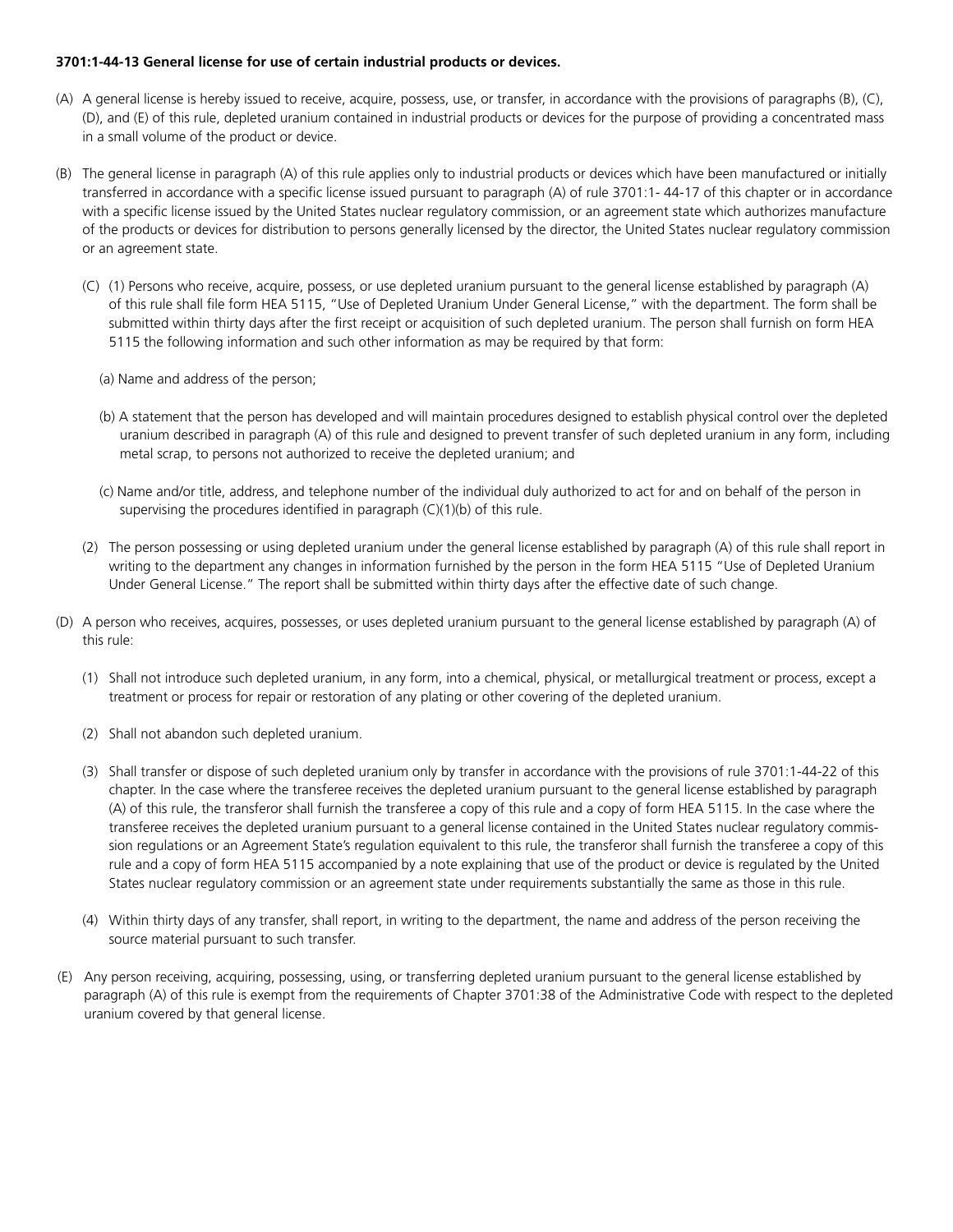**3701:1-44-13 General license for use of certain industrial products or devices.**

(A) A general license is hereby issued to receive, acquire, possess, use, or transfer, in accordance with the provisions of paragraphs (B), (C), (D), and (E) of this rule, depleted uranium contained in industrial products or devices for the purpose of providing a concentrated mass in a small volume of the product or device.

(B) The general license in paragraph (A) of this rule applies only to industrial products or devices which have been manufactured or initially transferred in accordance with a specific license issued pursuant to paragraph (A) of rule 3701:1- 44-17 of this chapter or in accordance with a specific license issued by the United States nuclear regulatory commission, or an agreement state which authorizes manufacture of the products or devices for distribution to persons generally licensed by the director, the United States nuclear regulatory commission or an agreement state.

(C) (1) Persons who receive, acquire, possess, or use depleted uranium pursuant to the general license established by paragraph (A) of this rule shall file form HEA 5115, "Use of Depleted Uranium Under General License," with the department. The form shall be submitted within thirty days after the first receipt or acquisition of such depleted uranium. The person shall furnish on form HEA 5115 the following information and such other information as may be required by that form:

(a) Name and address of the person;

(b) A statement that the person has developed and will maintain procedures designed to establish physical control over the depleted uranium described in paragraph (A) of this rule and designed to prevent transfer of such depleted uranium in any form, including metal scrap, to persons not authorized to receive the depleted uranium; and

(c) Name and/or title, address, and telephone number of the individual duly authorized to act for and on behalf of the person in supervising the procedures identified in paragraph (C)(1)(b) of this rule.

(2) The person possessing or using depleted uranium under the general license established by paragraph (A) of this rule shall report in writing to the department any changes in information furnished by the person in the form HEA 5115 "Use of Depleted Uranium Under General License." The report shall be submitted within thirty days after the effective date of such change.

(D) A person who receives, acquires, possesses, or uses depleted uranium pursuant to the general license established by paragraph (A) of this rule:

(1) Shall not introduce such depleted uranium, in any form, into a chemical, physical, or metallurgical treatment or process, except a treatment or process for repair or restoration of any plating or other covering of the depleted uranium.

(2) Shall not abandon such depleted uranium.

(3) Shall transfer or dispose of such depleted uranium only by transfer in accordance with the provisions of rule 3701:1-44-22 of this chapter. In the case where the transferee receives the depleted uranium pursuant to the general license established by paragraph (A) of this rule, the transferor shall furnish the transferee a copy of this rule and a copy of form HEA 5115. In the case where the transferee receives the depleted uranium pursuant to a general license contained in the United States nuclear regulatory commission regulations or an Agreement State's regulation equivalent to this rule, the transferor shall furnish the transferee a copy of this rule and a copy of form HEA 5115 accompanied by a note explaining that use of the product or device is regulated by the United States nuclear regulatory commission or an agreement state under requirements substantially the same as those in this rule.

(4) Within thirty days of any transfer, shall report, in writing to the department, the name and address of the person receiving the source material pursuant to such transfer.

(E) Any person receiving, acquiring, possessing, using, or transferring depleted uranium pursuant to the general license established by paragraph (A) of this rule is exempt from the requirements of Chapter 3701:38 of the Administrative Code with respect to the depleted uranium covered by that general license.